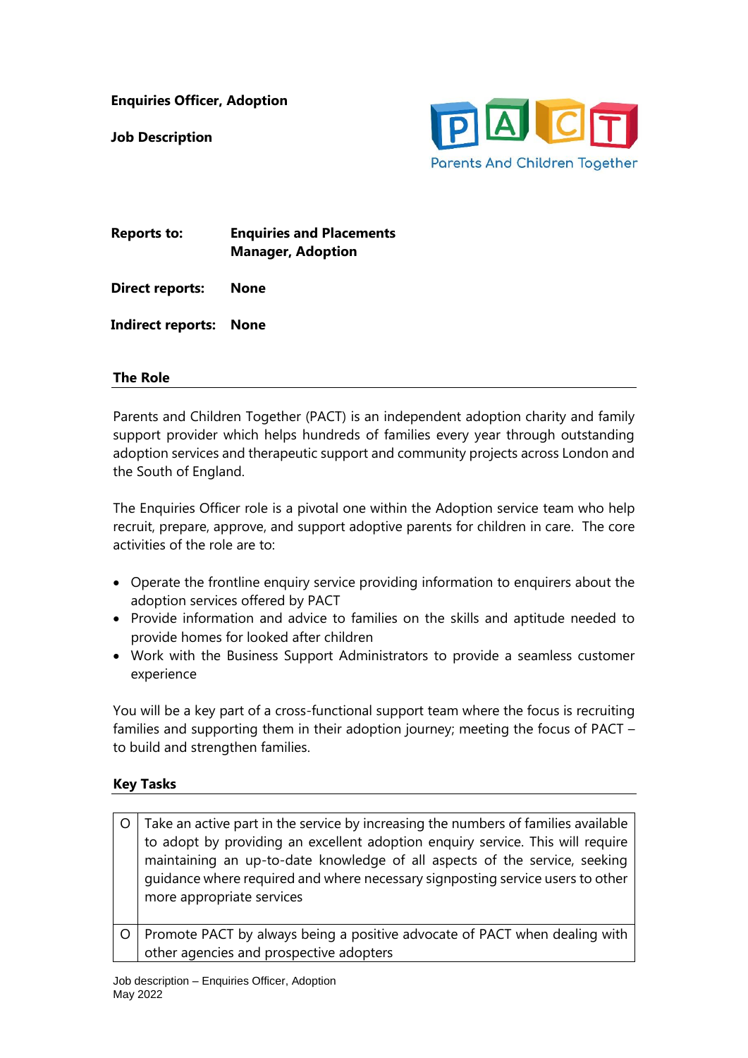**Enquiries Officer, Adoption**

**Job Description**

PACT
Parents And Children Together

| | |
|---|---|
| **Reports to:** | **Enquiries and Placements Manager, Adoption** |
| **Direct reports:** | **None** |
| **Indirect reports:** | **None** |

## The Role

Parents and Children Together (PACT) is an independent adoption charity and family support provider which helps hundreds of families every year through outstanding adoption services and therapeutic support and community projects across London and the South of England.

The Enquiries Officer role is a pivotal one within the Adoption service team who help recruit, prepare, approve, and support adoptive parents for children in care. The core activities of the role are to:

- Operate the frontline enquiry service providing information to enquirers about the adoption services offered by PACT
- Provide information and advice to families on the skills and aptitude needed to provide homes for looked after children
- Work with the Business Support Administrators to provide a seamless customer experience

You will be a key part of a cross-functional support team where the focus is recruiting families and supporting them in their adoption journey; meeting the focus of PACT – to build and strengthen families.

## Key Tasks

| | |
|---|---|
| O | Take an active part in the service by increasing the numbers of families available to adopt by providing an excellent adoption enquiry service. This will require maintaining an up-to-date knowledge of all aspects of the service, seeking guidance where required and where necessary signposting service users to other more appropriate services |
| O | Promote PACT by always being a positive advocate of PACT when dealing with other agencies and prospective adopters |

Job description – Enquiries Officer, Adoption
May 2022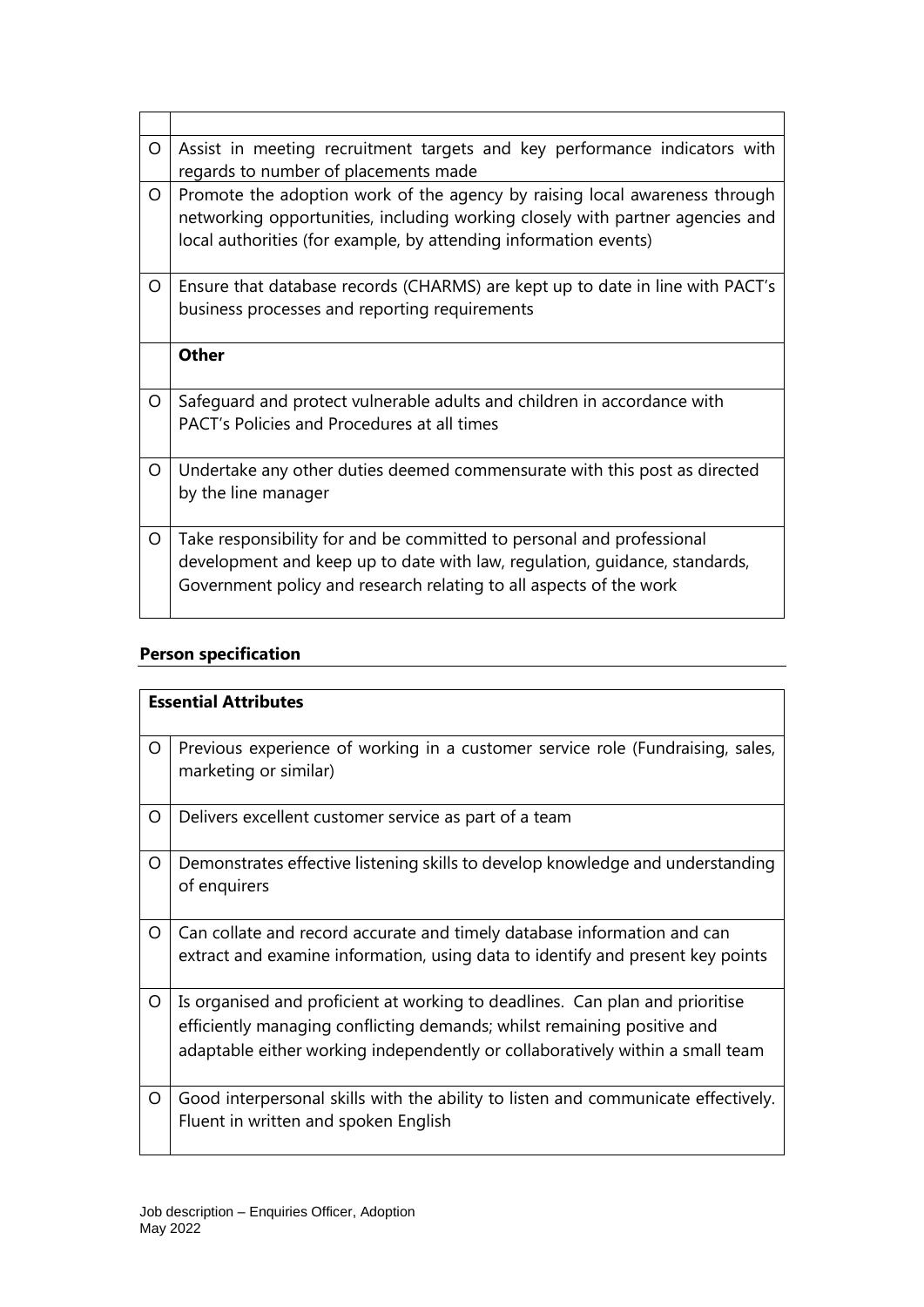| | |
|---|---|
| O | Assist in meeting recruitment targets and key performance indicators with regards to number of placements made |
| O | Promote the adoption work of the agency by raising local awareness through networking opportunities, including working closely with partner agencies and local authorities (for example, by attending information events) |
| O | Ensure that database records (CHARMS) are kept up to date in line with PACT's business processes and reporting requirements |
| | **Other** |
| O | Safeguard and protect vulnerable adults and children in accordance with PACT's Policies and Procedures at all times |
| O | Undertake any other duties deemed commensurate with this post as directed by the line manager |
| O | Take responsibility for and be committed to personal and professional development and keep up to date with law, regulation, guidance, standards, Government policy and research relating to all aspects of the work |

## Person specification

| **Essential Attributes** | |
|---|---|
| O | Previous experience of working in a customer service role (Fundraising, sales, marketing or similar) |
| O | Delivers excellent customer service as part of a team |
| O | Demonstrates effective listening skills to develop knowledge and understanding of enquirers |
| O | Can collate and record accurate and timely database information and can extract and examine information, using data to identify and present key points |
| O | Is organised and proficient at working to deadlines. Can plan and prioritise efficiently managing conflicting demands; whilst remaining positive and adaptable either working independently or collaboratively within a small team |
| O | Good interpersonal skills with the ability to listen and communicate effectively. Fluent in written and spoken English |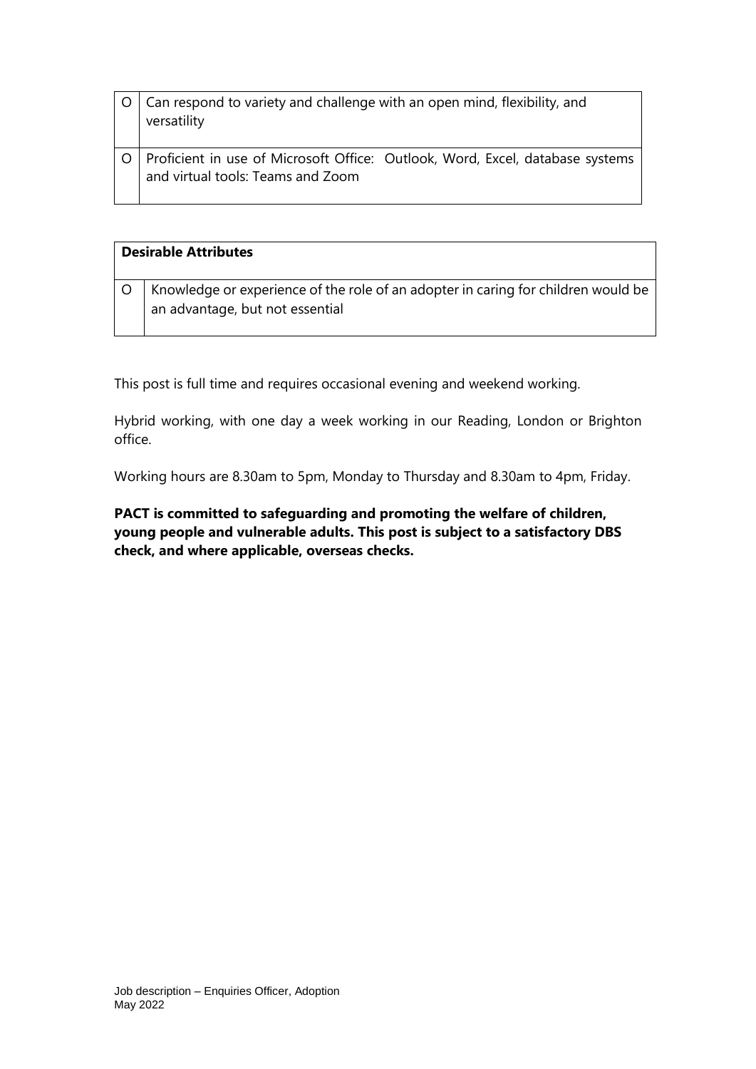| | |
|---|---|
| O | Can respond to variety and challenge with an open mind, flexibility, and versatility |
| O | Proficient in use of Microsoft Office: Outlook, Word, Excel, database systems and virtual tools: Teams and Zoom |

| **Desirable Attributes** | |
|---|---|
| O | Knowledge or experience of the role of an adopter in caring for children would be an advantage, but not essential |

This post is full time and requires occasional evening and weekend working.

Hybrid working, with one day a week working in our Reading, London or Brighton office.

Working hours are 8.30am to 5pm, Monday to Thursday and 8.30am to 4pm, Friday.

**PACT is committed to safeguarding and promoting the welfare of children, young people and vulnerable adults. This post is subject to a satisfactory DBS check, and where applicable, overseas checks.**